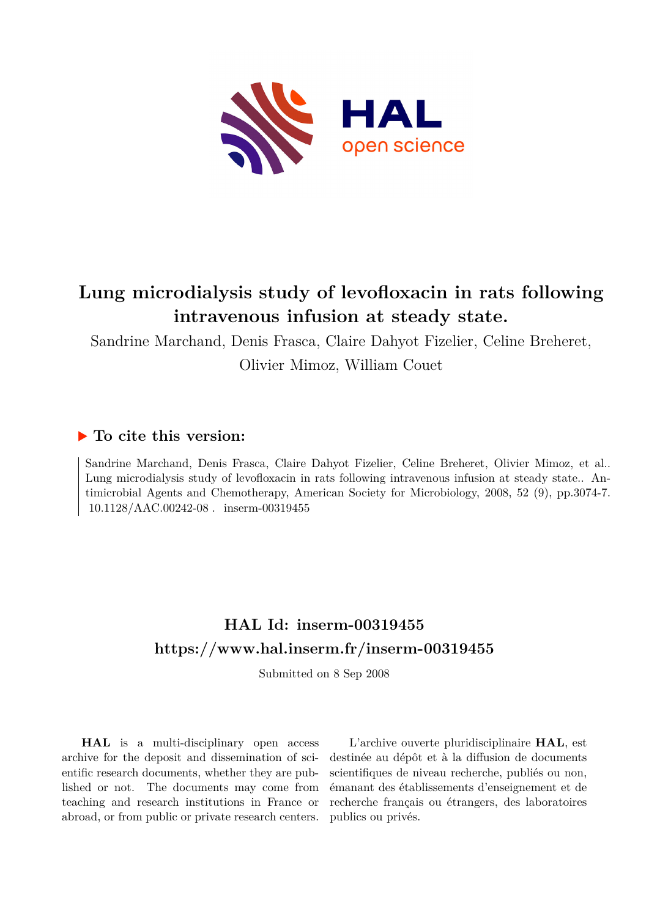# Lung microdialysis study of levofloxacin in rats following intravenous infusion at steady state.

Sandrine Marchand, Denis Frasca, Claire Dahyot Fizelier, Celine Breheret, Olivier Mimoz, William Couet

## ▶ To cite this version:

Sandrine Marchand, Denis Frasca, Claire Dahyot Fizelier, Celine Breheret, Olivier Mimoz, et al.. Lung microdialysis study of levofloxacin in rats following intravenous infusion at steady state.. Antimicrobial Agents and Chemotherapy, American Society for Microbiology, 2008, 52 (9), pp.3074-7. 10.1128/AAC.00242-08 . inserm-00319455

## HAL Id: inserm-00319455
## https://www.hal.inserm.fr/inserm-00319455

Submitted on 8 Sep 2008

**HAL** is a multi-disciplinary open access archive for the deposit and dissemination of scientific research documents, whether they are published or not. The documents may come from teaching and research institutions in France or abroad, or from public or private research centers.

L'archive ouverte pluridisciplinaire **HAL**, est destinée au dépôt et à la diffusion de documents scientifiques de niveau recherche, publiés ou non, émanant des établissements d'enseignement et de recherche français ou étrangers, des laboratoires publics ou privés.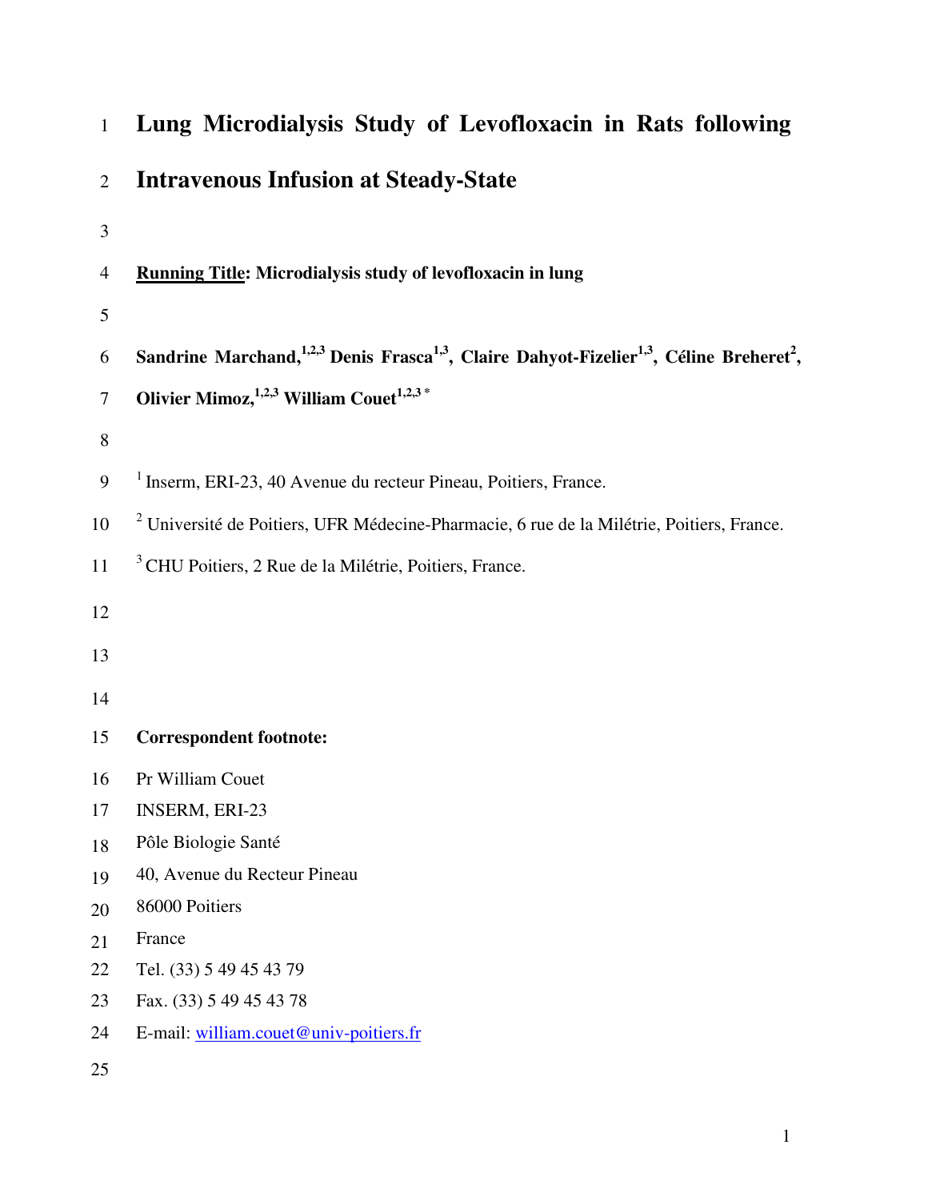# Lung Microdialysis Study of Levofloxacin in Rats following Intravenous Infusion at Steady-State

**Running Title: Microdialysis study of levofloxacin in lung**

**Sandrine Marchand,[1,2,3] Denis Frasca[1,3], Claire Dahyot-Fizelier[1,3], Céline Breheret[2], Olivier Mimoz,[1,2,3] William Couet[1,2,3] \***

[1] Inserm, ERI-23, 40 Avenue du recteur Pineau, Poitiers, France.

[2] Université de Poitiers, UFR Médecine-Pharmacie, 6 rue de la Milétrie, Poitiers, France.

[3] CHU Poitiers, 2 Rue de la Milétrie, Poitiers, France.

**Correspondent footnote:**

Pr William Couet
INSERM, ERI-23
Pôle Biologie Santé
40, Avenue du Recteur Pineau
86000 Poitiers
France
Tel. (33) 5 49 45 43 79
Fax. (33) 5 49 45 43 78
E-mail: william.couet@univ-poitiers.fr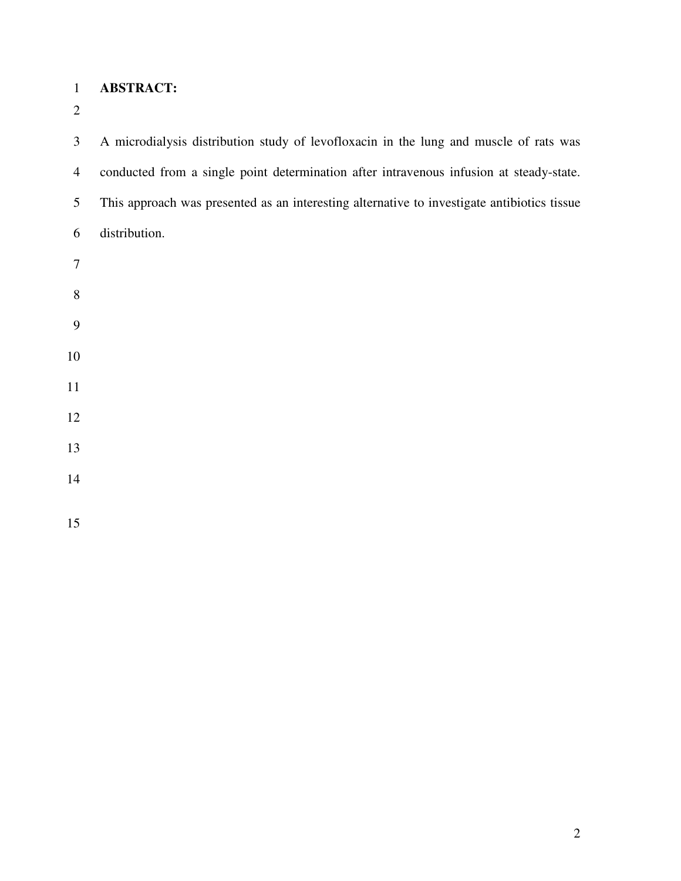**ABSTRACT:**

A microdialysis distribution study of levofloxacin in the lung and muscle of rats was conducted from a single point determination after intravenous infusion at steady-state. This approach was presented as an interesting alternative to investigate antibiotics tissue distribution.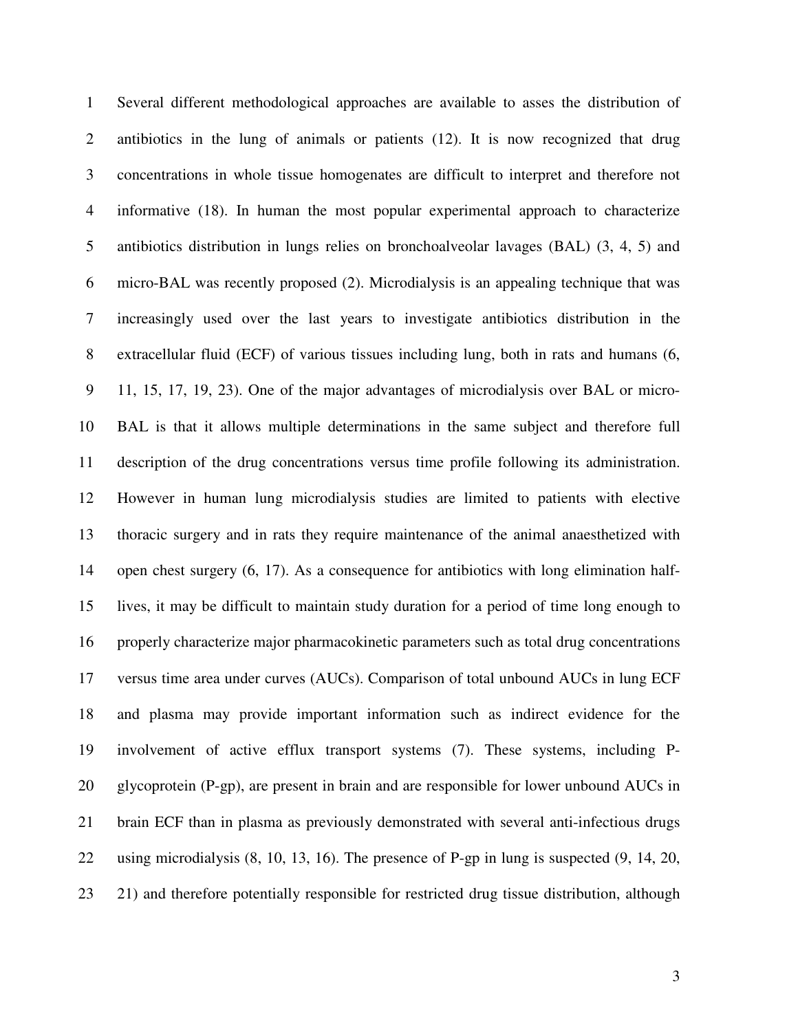Several different methodological approaches are available to asses the distribution of antibiotics in the lung of animals or patients (12). It is now recognized that drug concentrations in whole tissue homogenates are difficult to interpret and therefore not informative (18). In human the most popular experimental approach to characterize antibiotics distribution in lungs relies on bronchoalveolar lavages (BAL) (3, 4, 5) and micro-BAL was recently proposed (2). Microdialysis is an appealing technique that was increasingly used over the last years to investigate antibiotics distribution in the extracellular fluid (ECF) of various tissues including lung, both in rats and humans (6, 11, 15, 17, 19, 23). One of the major advantages of microdialysis over BAL or micro-BAL is that it allows multiple determinations in the same subject and therefore full description of the drug concentrations versus time profile following its administration. However in human lung microdialysis studies are limited to patients with elective thoracic surgery and in rats they require maintenance of the animal anaesthetized with open chest surgery (6, 17). As a consequence for antibiotics with long elimination half-lives, it may be difficult to maintain study duration for a period of time long enough to properly characterize major pharmacokinetic parameters such as total drug concentrations versus time area under curves (AUCs). Comparison of total unbound AUCs in lung ECF and plasma may provide important information such as indirect evidence for the involvement of active efflux transport systems (7). These systems, including P-glycoprotein (P-gp), are present in brain and are responsible for lower unbound AUCs in brain ECF than in plasma as previously demonstrated with several anti-infectious drugs using microdialysis (8, 10, 13, 16). The presence of P-gp in lung is suspected (9, 14, 20, 21) and therefore potentially responsible for restricted drug tissue distribution, although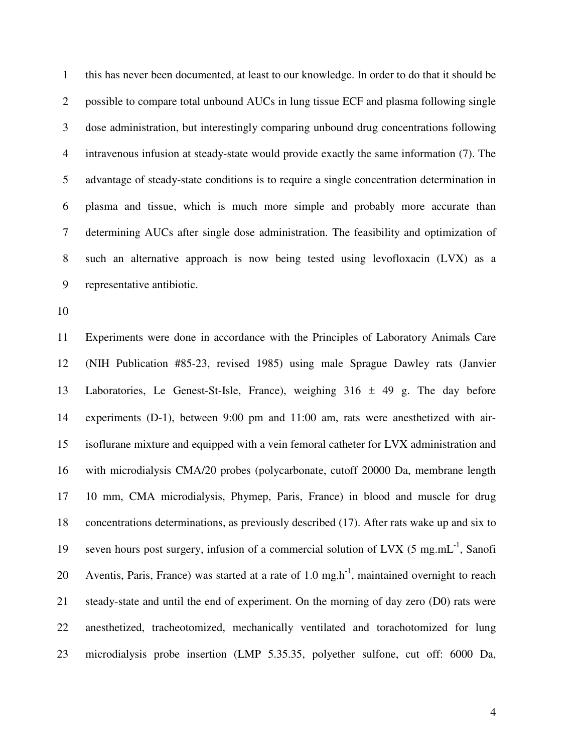this has never been documented, at least to our knowledge. In order to do that it should be possible to compare total unbound AUCs in lung tissue ECF and plasma following single dose administration, but interestingly comparing unbound drug concentrations following intravenous infusion at steady-state would provide exactly the same information (7). The advantage of steady-state conditions is to require a single concentration determination in plasma and tissue, which is much more simple and probably more accurate than determining AUCs after single dose administration. The feasibility and optimization of such an alternative approach is now being tested using levofloxacin (LVX) as a representative antibiotic.

Experiments were done in accordance with the Principles of Laboratory Animals Care (NIH Publication #85-23, revised 1985) using male Sprague Dawley rats (Janvier Laboratories, Le Genest-St-Isle, France), weighing 316 ± 49 g. The day before experiments (D-1), between 9:00 pm and 11:00 am, rats were anesthetized with air-isoflurane mixture and equipped with a vein femoral catheter for LVX administration and with microdialysis CMA/20 probes (polycarbonate, cutoff 20000 Da, membrane length 10 mm, CMA microdialysis, Phymep, Paris, France) in blood and muscle for drug concentrations determinations, as previously described (17). After rats wake up and six to seven hours post surgery, infusion of a commercial solution of LVX (5 $mg.mL^{-1}$, Sanofi Aventis, Paris, France) was started at a rate of 1.0 $mg.h^{-1}$, maintained overnight to reach steady-state and until the end of experiment. On the morning of day zero (D0) rats were anesthetized, tracheotomized, mechanically ventilated and torachotomized for lung microdialysis probe insertion (LMP 5.35.35, polyether sulfone, cut off: 6000 Da,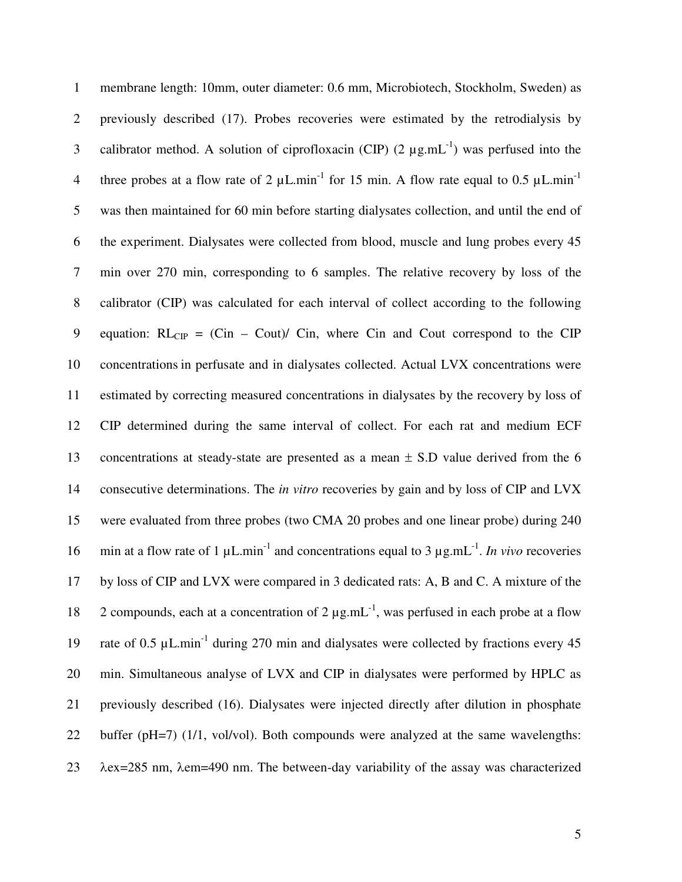membrane length: 10mm, outer diameter: 0.6 mm, Microbiotech, Stockholm, Sweden) as previously described (17). Probes recoveries were estimated by the retrodialysis by calibrator method. A solution of ciprofloxacin (CIP) (2 µg.mL$^{-1}$) was perfused into the three probes at a flow rate of 2 µL.min$^{-1}$ for 15 min. A flow rate equal to 0.5 µL.min$^{-1}$ was then maintained for 60 min before starting dialysates collection, and until the end of the experiment. Dialysates were collected from blood, muscle and lung probes every 45 min over 270 min, corresponding to 6 samples. The relative recovery by loss of the calibrator (CIP) was calculated for each interval of collect according to the following equation: $RL_{CIP}$ = (Cin – Cout)/ Cin, where Cin and Cout correspond to the CIP concentrations in perfusate and in dialysates collected. Actual LVX concentrations were estimated by correcting measured concentrations in dialysates by the recovery by loss of CIP determined during the same interval of collect. For each rat and medium ECF concentrations at steady-state are presented as a mean ± S.D value derived from the 6 consecutive determinations. The *in vitro* recoveries by gain and by loss of CIP and LVX were evaluated from three probes (two CMA 20 probes and one linear probe) during 240 min at a flow rate of 1 µL.min$^{-1}$ and concentrations equal to 3 µg.mL$^{-1}$. *In vivo* recoveries by loss of CIP and LVX were compared in 3 dedicated rats: A, B and C. A mixture of the 2 compounds, each at a concentration of 2 µg.mL$^{-1}$, was perfused in each probe at a flow rate of 0.5 µL.min$^{-1}$ during 270 min and dialysates were collected by fractions every 45 min. Simultaneous analyse of LVX and CIP in dialysates were performed by HPLC as previously described (16). Dialysates were injected directly after dilution in phosphate buffer (pH=7) (1/1, vol/vol). Both compounds were analyzed at the same wavelengths: λex=285 nm, λem=490 nm. The between-day variability of the assay was characterized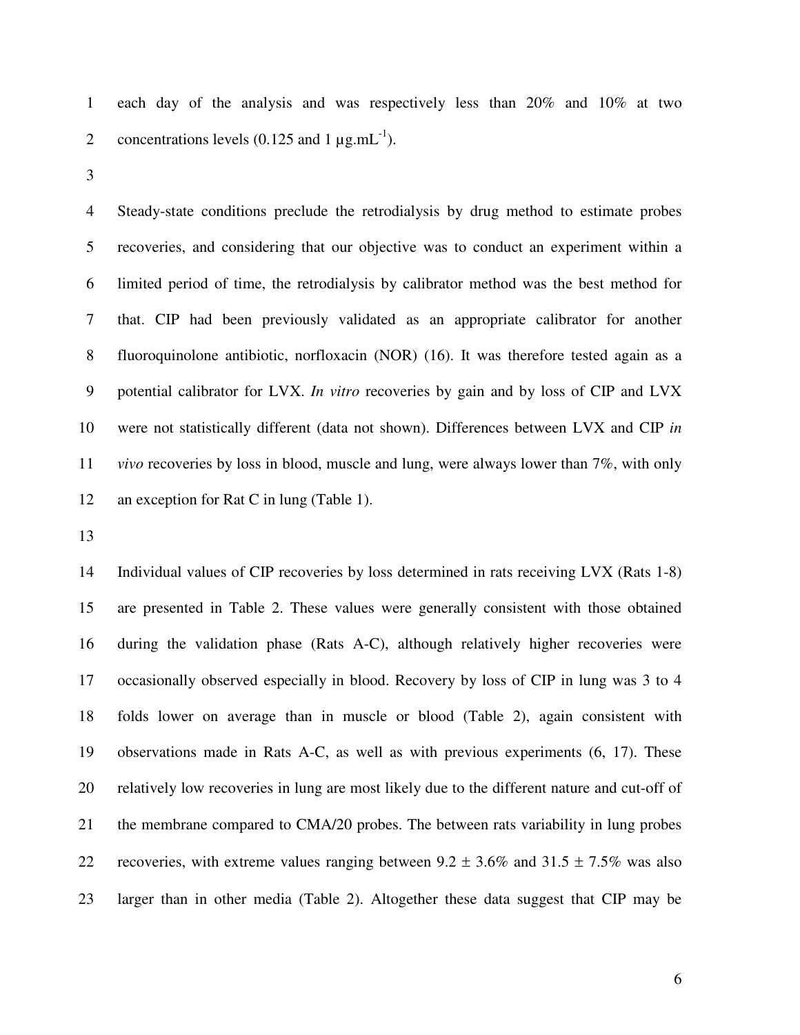each day of the analysis and was respectively less than 20% and 10% at two concentrations levels (0.125 and 1 µg.mL$^{-1}$).

Steady-state conditions preclude the retrodialysis by drug method to estimate probes recoveries, and considering that our objective was to conduct an experiment within a limited period of time, the retrodialysis by calibrator method was the best method for that. CIP had been previously validated as an appropriate calibrator for another fluoroquinolone antibiotic, norfloxacin (NOR) (16). It was therefore tested again as a potential calibrator for LVX. *In vitro* recoveries by gain and by loss of CIP and LVX were not statistically different (data not shown). Differences between LVX and CIP *in vivo* recoveries by loss in blood, muscle and lung, were always lower than 7%, with only an exception for Rat C in lung (Table 1).

Individual values of CIP recoveries by loss determined in rats receiving LVX (Rats 1-8) are presented in Table 2. These values were generally consistent with those obtained during the validation phase (Rats A-C), although relatively higher recoveries were occasionally observed especially in blood. Recovery by loss of CIP in lung was 3 to 4 folds lower on average than in muscle or blood (Table 2), again consistent with observations made in Rats A-C, as well as with previous experiments (6, 17). These relatively low recoveries in lung are most likely due to the different nature and cut-off of the membrane compared to CMA/20 probes. The between rats variability in lung probes recoveries, with extreme values ranging between 9.2 ± 3.6% and 31.5 ± 7.5% was also larger than in other media (Table 2). Altogether these data suggest that CIP may be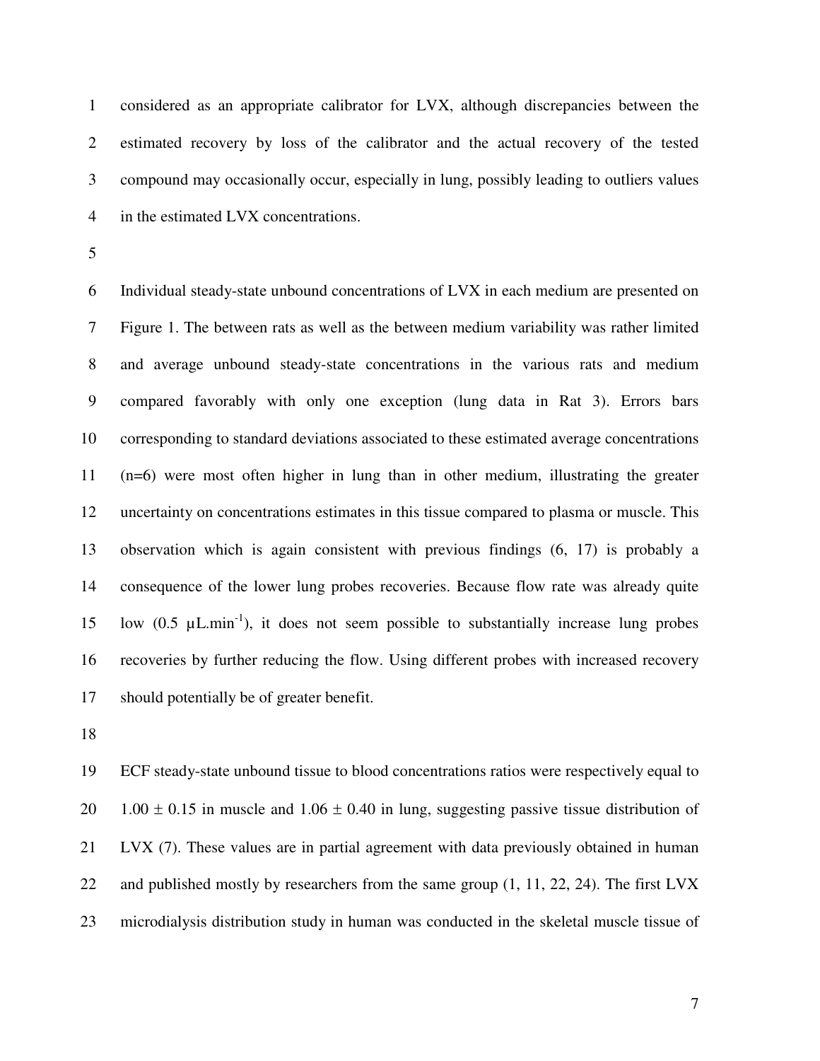considered as an appropriate calibrator for LVX, although discrepancies between the estimated recovery by loss of the calibrator and the actual recovery of the tested compound may occasionally occur, especially in lung, possibly leading to outliers values in the estimated LVX concentrations.

Individual steady-state unbound concentrations of LVX in each medium are presented on Figure 1. The between rats as well as the between medium variability was rather limited and average unbound steady-state concentrations in the various rats and medium compared favorably with only one exception (lung data in Rat 3). Errors bars corresponding to standard deviations associated to these estimated average concentrations (n=6) were most often higher in lung than in other medium, illustrating the greater uncertainty on concentrations estimates in this tissue compared to plasma or muscle. This observation which is again consistent with previous findings (6, 17) is probably a consequence of the lower lung probes recoveries. Because flow rate was already quite low (0.5 $\mu L.min^{-1}$), it does not seem possible to substantially increase lung probes recoveries by further reducing the flow. Using different probes with increased recovery should potentially be of greater benefit.

ECF steady-state unbound tissue to blood concentrations ratios were respectively equal to $1.00 \pm 0.15$ in muscle and $1.06 \pm 0.40$ in lung, suggesting passive tissue distribution of LVX (7). These values are in partial agreement with data previously obtained in human and published mostly by researchers from the same group (1, 11, 22, 24). The first LVX microdialysis distribution study in human was conducted in the skeletal muscle tissue of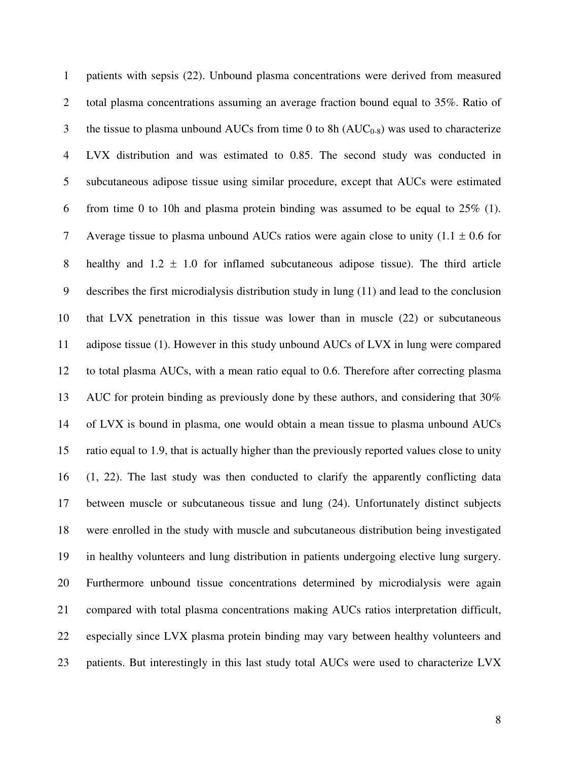patients with sepsis (22). Unbound plasma concentrations were derived from measured total plasma concentrations assuming an average fraction bound equal to 35%. Ratio of the tissue to plasma unbound AUCs from time 0 to 8h ($AUC_{0-8}$) was used to characterize LVX distribution and was estimated to 0.85. The second study was conducted in subcutaneous adipose tissue using similar procedure, except that AUCs were estimated from time 0 to 10h and plasma protein binding was assumed to be equal to 25% (1). Average tissue to plasma unbound AUCs ratios were again close to unity ($1.1 \pm 0.6$ for healthy and $1.2 \pm 1.0$ for inflamed subcutaneous adipose tissue). The third article describes the first microdialysis distribution study in lung (11) and lead to the conclusion that LVX penetration in this tissue was lower than in muscle (22) or subcutaneous adipose tissue (1). However in this study unbound AUCs of LVX in lung were compared to total plasma AUCs, with a mean ratio equal to 0.6. Therefore after correcting plasma AUC for protein binding as previously done by these authors, and considering that 30% of LVX is bound in plasma, one would obtain a mean tissue to plasma unbound AUCs ratio equal to 1.9, that is actually higher than the previously reported values close to unity (1, 22). The last study was then conducted to clarify the apparently conflicting data between muscle or subcutaneous tissue and lung (24). Unfortunately distinct subjects were enrolled in the study with muscle and subcutaneous distribution being investigated in healthy volunteers and lung distribution in patients undergoing elective lung surgery. Furthermore unbound tissue concentrations determined by microdialysis were again compared with total plasma concentrations making AUCs ratios interpretation difficult, especially since LVX plasma protein binding may vary between healthy volunteers and patients. But interestingly in this last study total AUCs were used to characterize LVX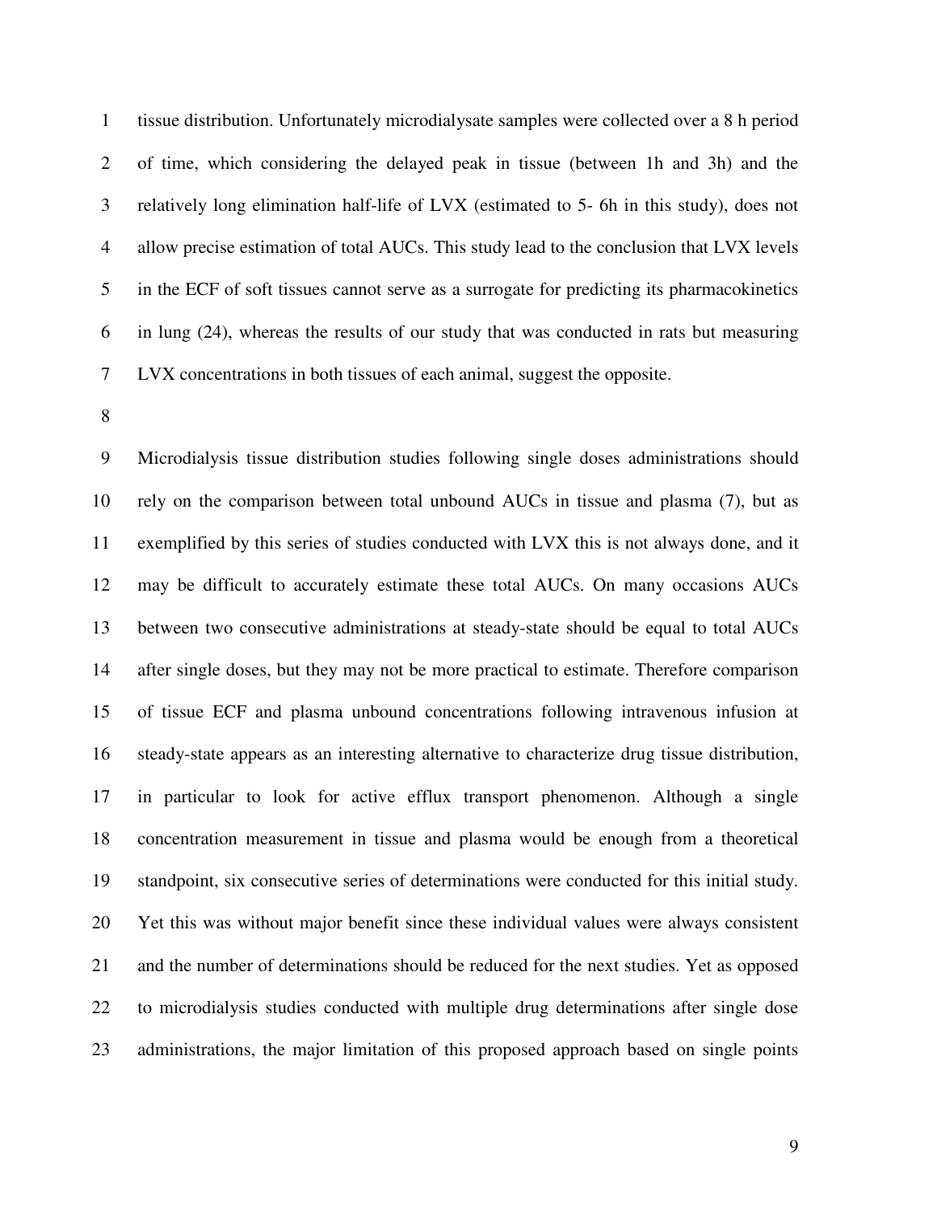tissue distribution. Unfortunately microdialysate samples were collected over a 8 h period of time, which considering the delayed peak in tissue (between 1h and 3h) and the relatively long elimination half-life of LVX (estimated to 5- 6h in this study), does not allow precise estimation of total AUCs. This study lead to the conclusion that LVX levels in the ECF of soft tissues cannot serve as a surrogate for predicting its pharmacokinetics in lung (24), whereas the results of our study that was conducted in rats but measuring LVX concentrations in both tissues of each animal, suggest the opposite.

Microdialysis tissue distribution studies following single doses administrations should rely on the comparison between total unbound AUCs in tissue and plasma (7), but as exemplified by this series of studies conducted with LVX this is not always done, and it may be difficult to accurately estimate these total AUCs. On many occasions AUCs between two consecutive administrations at steady-state should be equal to total AUCs after single doses, but they may not be more practical to estimate. Therefore comparison of tissue ECF and plasma unbound concentrations following intravenous infusion at steady-state appears as an interesting alternative to characterize drug tissue distribution, in particular to look for active efflux transport phenomenon. Although a single concentration measurement in tissue and plasma would be enough from a theoretical standpoint, six consecutive series of determinations were conducted for this initial study. Yet this was without major benefit since these individual values were always consistent and the number of determinations should be reduced for the next studies. Yet as opposed to microdialysis studies conducted with multiple drug determinations after single dose administrations, the major limitation of this proposed approach based on single points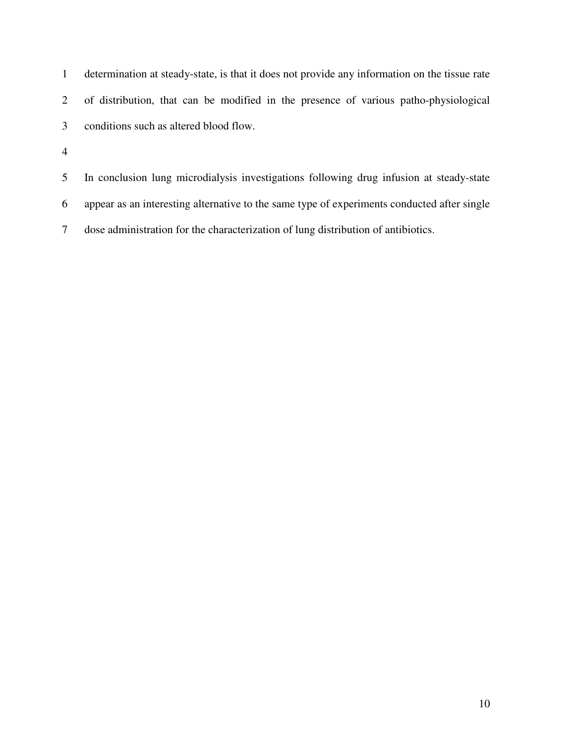determination at steady-state, is that it does not provide any information on the tissue rate of distribution, that can be modified in the presence of various patho-physiological conditions such as altered blood flow.

In conclusion lung microdialysis investigations following drug infusion at steady-state appear as an interesting alternative to the same type of experiments conducted after single dose administration for the characterization of lung distribution of antibiotics.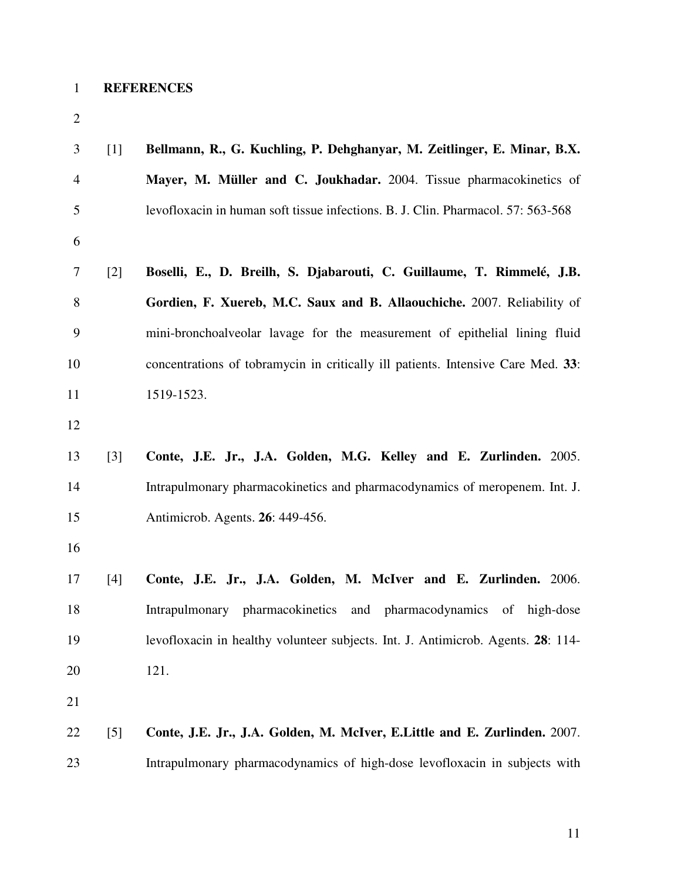# REFERENCES

[1] **Bellmann, R., G. Kuchling, P. Dehghanyar, M. Zeitlinger, E. Minar, B.X. Mayer, M. Müller and C. Joukhadar.** 2004. Tissue pharmacokinetics of levofloxacin in human soft tissue infections. B. J. Clin. Pharmacol. 57: 563-568

[2] **Boselli, E., D. Breilh, S. Djabarouti, C. Guillaume, T. Rimmelé, J.B. Gordien, F. Xuereb, M.C. Saux and B. Allaouchiche.** 2007. Reliability of mini-bronchoalveolar lavage for the measurement of epithelial lining fluid concentrations of tobramycin in critically ill patients. Intensive Care Med. **33**: 1519-1523.

[3] **Conte, J.E. Jr., J.A. Golden, M.G. Kelley and E. Zurlinden.** 2005. Intrapulmonary pharmacokinetics and pharmacodynamics of meropenem. Int. J. Antimicrob. Agents. **26**: 449-456.

[4] **Conte, J.E. Jr., J.A. Golden, M. McIver and E. Zurlinden.** 2006. Intrapulmonary pharmacokinetics and pharmacodynamics of high-dose levofloxacin in healthy volunteer subjects. Int. J. Antimicrob. Agents. **28**: 114-121.

[5] **Conte, J.E. Jr., J.A. Golden, M. McIver, E.Little and E. Zurlinden.** 2007. Intrapulmonary pharmacodynamics of high-dose levofloxacin in subjects with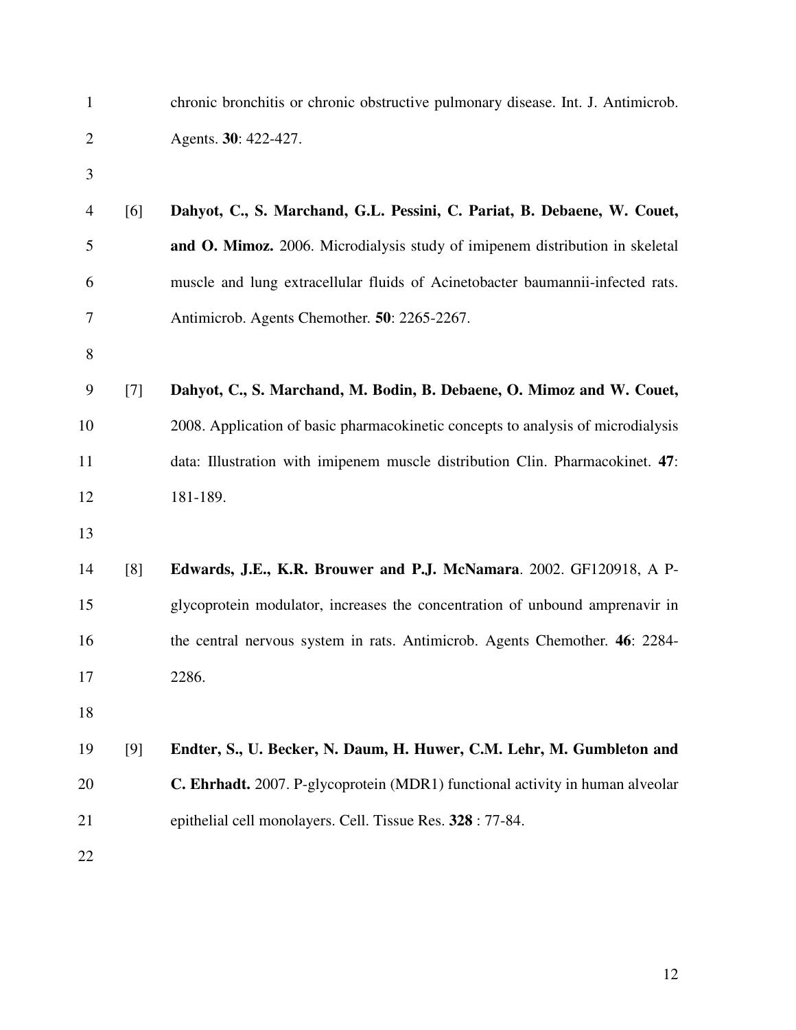chronic bronchitis or chronic obstructive pulmonary disease. Int. J. Antimicrob. Agents. **30**: 422-427.

[6] **Dahyot, C., S. Marchand, G.L. Pessini, C. Pariat, B. Debaene, W. Couet, and O. Mimoz.** 2006. Microdialysis study of imipenem distribution in skeletal muscle and lung extracellular fluids of Acinetobacter baumannii-infected rats. Antimicrob. Agents Chemother. **50**: 2265-2267.

[7] **Dahyot, C., S. Marchand, M. Bodin, B. Debaene, O. Mimoz and W. Couet,** 2008. Application of basic pharmacokinetic concepts to analysis of microdialysis data: Illustration with imipenem muscle distribution Clin. Pharmacokinet. **47**: 181-189.

[8] **Edwards, J.E., K.R. Brouwer and P.J. McNamara**. 2002. GF120918, A P-glycoprotein modulator, increases the concentration of unbound amprenavir in the central nervous system in rats. Antimicrob. Agents Chemother. **46**: 2284-2286.

[9] **Endter, S., U. Becker, N. Daum, H. Huwer, C.M. Lehr, M. Gumbleton and C. Ehrhadt.** 2007. P-glycoprotein (MDR1) functional activity in human alveolar epithelial cell monolayers. Cell. Tissue Res. **328** : 77-84.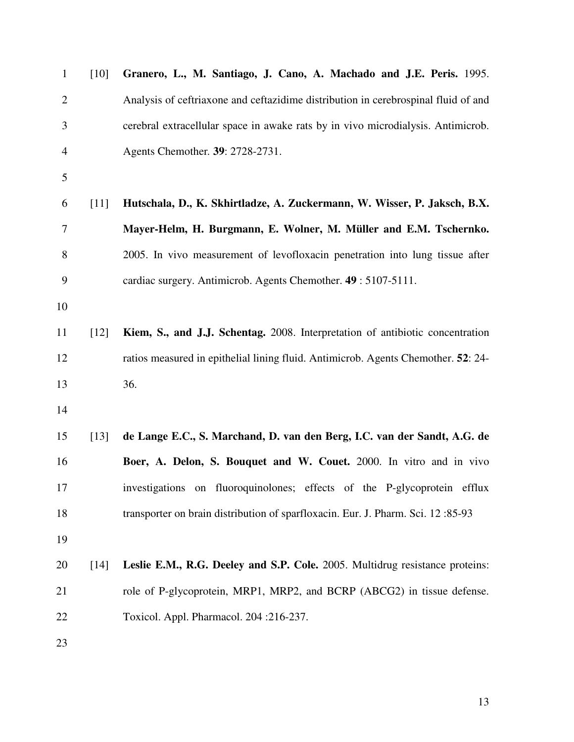[10] **Granero, L., M. Santiago, J. Cano, A. Machado and J.E. Peris.** 1995. Analysis of ceftriaxone and ceftazidime distribution in cerebrospinal fluid of and cerebral extracellular space in awake rats by in vivo microdialysis. Antimicrob. Agents Chemother. **39**: 2728-2731.

[11] **Hutschala, D., K. Skhirtladze, A. Zuckermann, W. Wisser, P. Jaksch, B.X. Mayer-Helm, H. Burgmann, E. Wolner, M. Müller and E.M. Tschernko.** 2005. In vivo measurement of levofloxacin penetration into lung tissue after cardiac surgery. Antimicrob. Agents Chemother. **49** : 5107-5111.

[12] **Kiem, S., and J.J. Schentag.** 2008. Interpretation of antibiotic concentration ratios measured in epithelial lining fluid. Antimicrob. Agents Chemother. **52**: 24-36.

[13] **de Lange E.C., S. Marchand, D. van den Berg, I.C. van der Sandt, A.G. de Boer, A. Delon, S. Bouquet and W. Couet.** 2000. In vitro and in vivo investigations on fluoroquinolones; effects of the P-glycoprotein efflux transporter on brain distribution of sparfloxacin. Eur. J. Pharm. Sci. 12 :85-93

[14] **Leslie E.M., R.G. Deeley and S.P. Cole.** 2005. Multidrug resistance proteins: role of P-glycoprotein, MRP1, MRP2, and BCRP (ABCG2) in tissue defense. Toxicol. Appl. Pharmacol. 204 :216-237.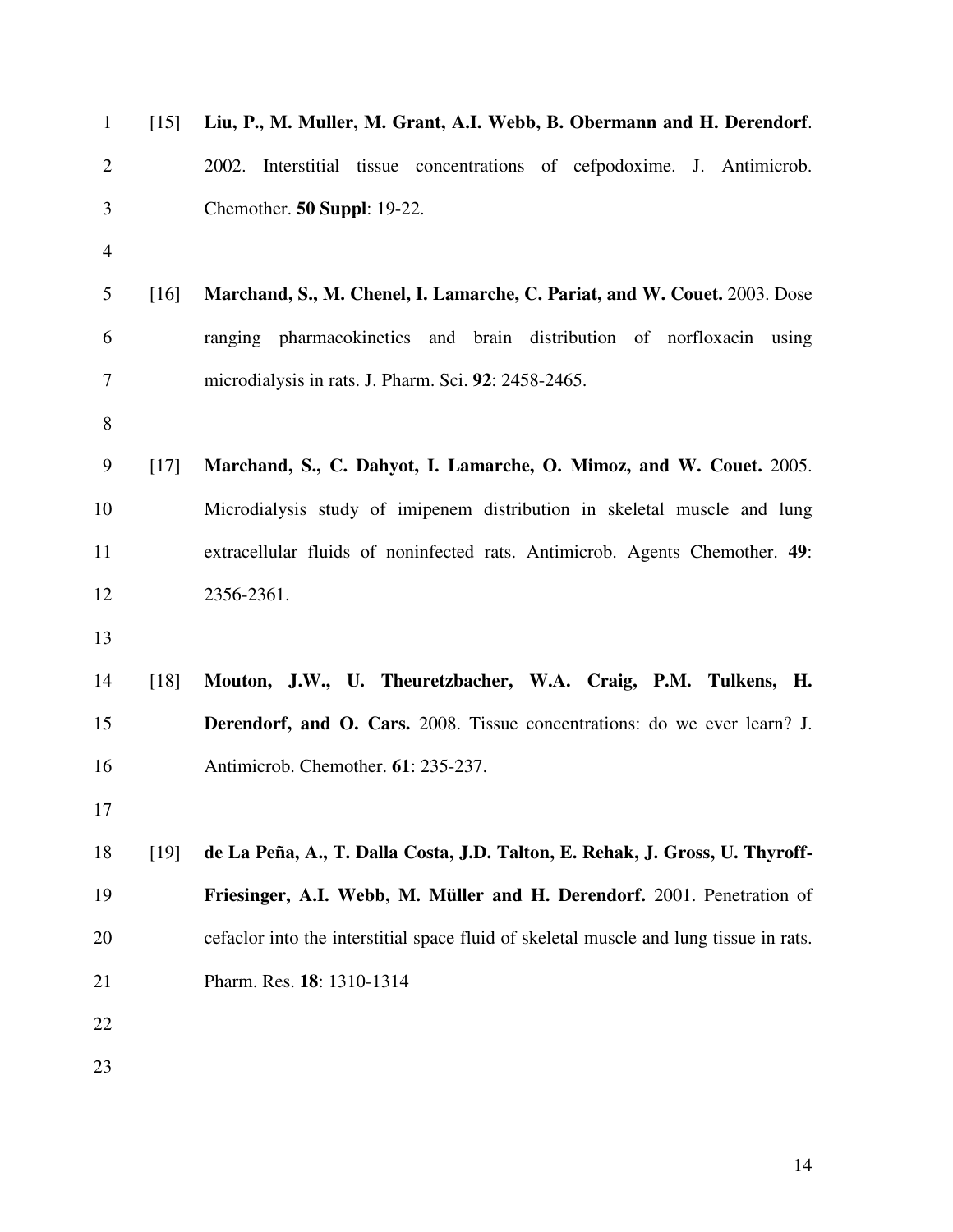[15] **Liu, P., M. Muller, M. Grant, A.I. Webb, B. Obermann and H. Derendorf**. 2002. Interstitial tissue concentrations of cefpodoxime. J. Antimicrob. Chemother. **50 Suppl**: 19-22.

[16] **Marchand, S., M. Chenel, I. Lamarche, C. Pariat, and W. Couet.** 2003. Dose ranging pharmacokinetics and brain distribution of norfloxacin using microdialysis in rats. J. Pharm. Sci. **92**: 2458-2465.

[17] **Marchand, S., C. Dahyot, I. Lamarche, O. Mimoz, and W. Couet.** 2005. Microdialysis study of imipenem distribution in skeletal muscle and lung extracellular fluids of noninfected rats. Antimicrob. Agents Chemother. **49**: 2356-2361.

[18] **Mouton, J.W., U. Theuretzbacher, W.A. Craig, P.M. Tulkens, H. Derendorf, and O. Cars.** 2008. Tissue concentrations: do we ever learn? J. Antimicrob. Chemother. **61**: 235-237.

[19] **de La Peña, A., T. Dalla Costa, J.D. Talton, E. Rehak, J. Gross, U. Thyroff-Friesinger, A.I. Webb, M. Müller and H. Derendorf.** 2001. Penetration of cefaclor into the interstitial space fluid of skeletal muscle and lung tissue in rats. Pharm. Res. **18**: 1310-1314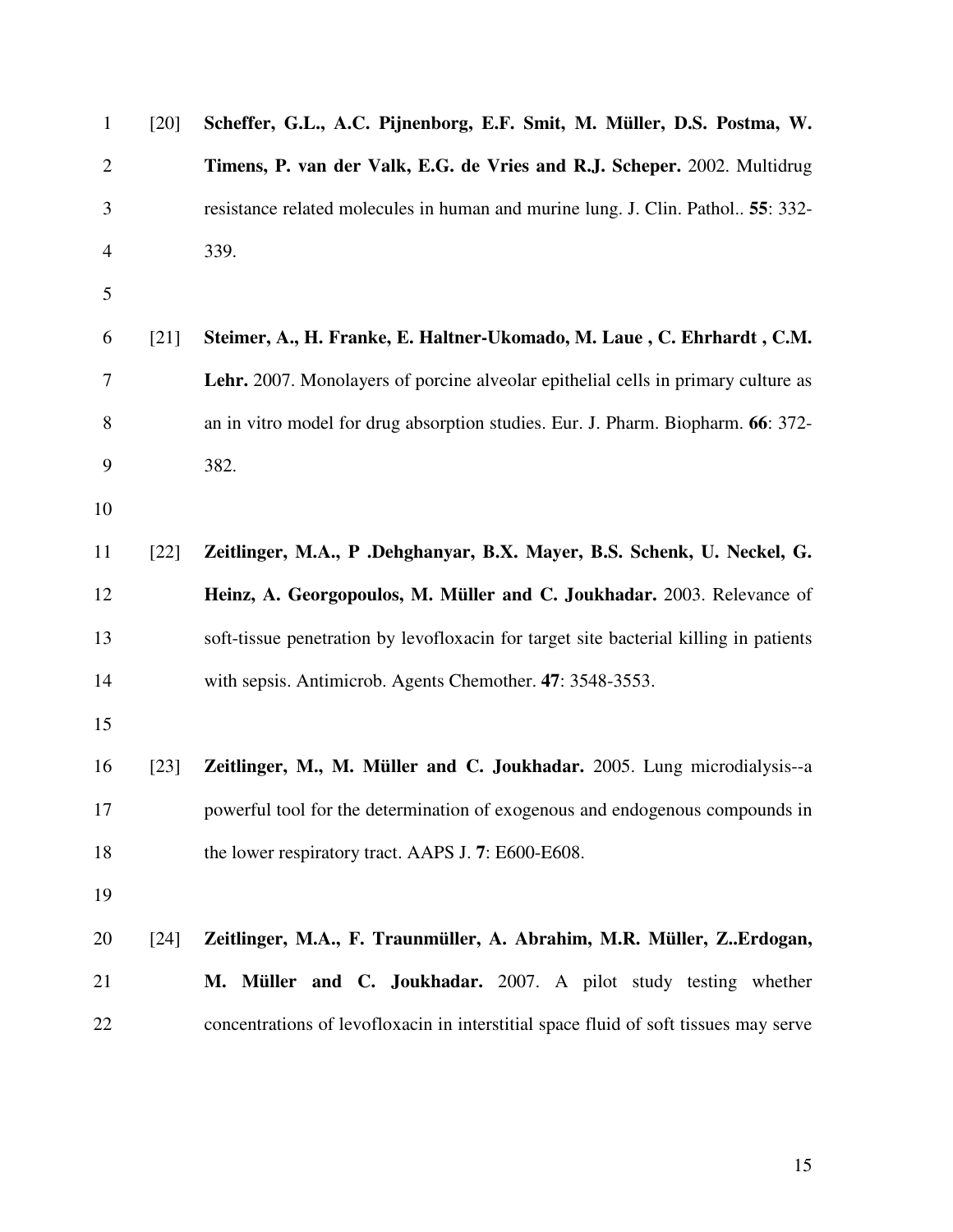[20] **Scheffer, G.L., A.C. Pijnenborg, E.F. Smit, M. Müller, D.S. Postma, W. Timens, P. van der Valk, E.G. de Vries and R.J. Scheper.** 2002. Multidrug resistance related molecules in human and murine lung. J. Clin. Pathol.. **55**: 332-339.

[21] **Steimer, A., H. Franke, E. Haltner-Ukomado, M. Laue , C. Ehrhardt , C.M. Lehr.** 2007. Monolayers of porcine alveolar epithelial cells in primary culture as an in vitro model for drug absorption studies. Eur. J. Pharm. Biopharm. **66**: 372-382.

[22] **Zeitlinger, M.A., P .Dehghanyar, B.X. Mayer, B.S. Schenk, U. Neckel, G. Heinz, A. Georgopoulos, M. Müller and C. Joukhadar.** 2003. Relevance of soft-tissue penetration by levofloxacin for target site bacterial killing in patients with sepsis. Antimicrob. Agents Chemother. **47**: 3548-3553.

[23] **Zeitlinger, M., M. Müller and C. Joukhadar.** 2005. Lung microdialysis--a powerful tool for the determination of exogenous and endogenous compounds in the lower respiratory tract. AAPS J. **7**: E600-E608.

[24] **Zeitlinger, M.A., F. Traunmüller, A. Abrahim, M.R. Müller, Z..Erdogan, M. Müller and C. Joukhadar.** 2007. A pilot study testing whether concentrations of levofloxacin in interstitial space fluid of soft tissues may serve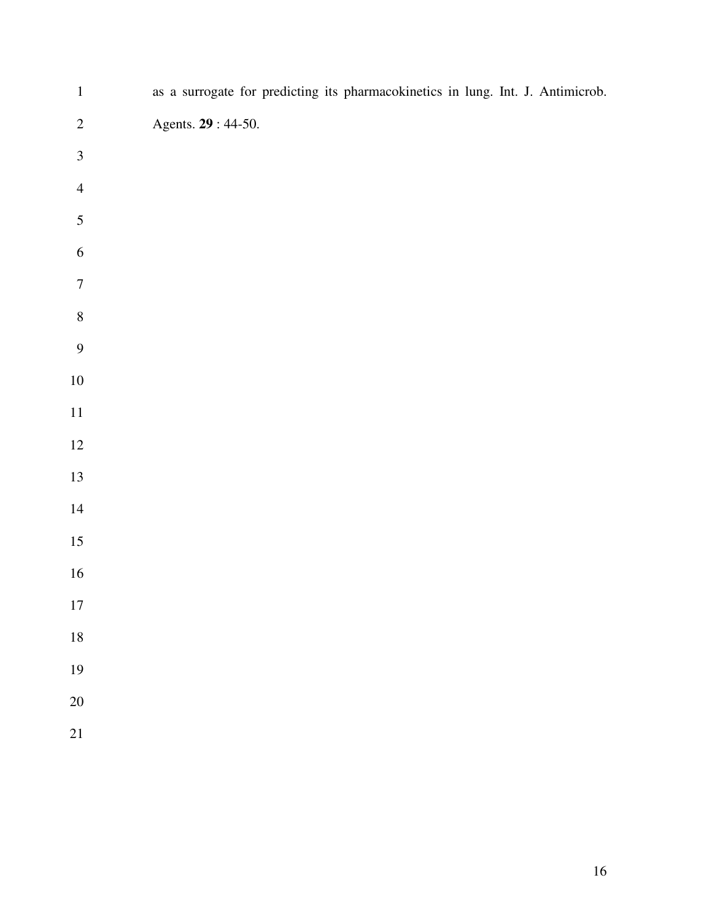as a surrogate for predicting its pharmacokinetics in lung. Int. J. Antimicrob. Agents. **29** : 44-50.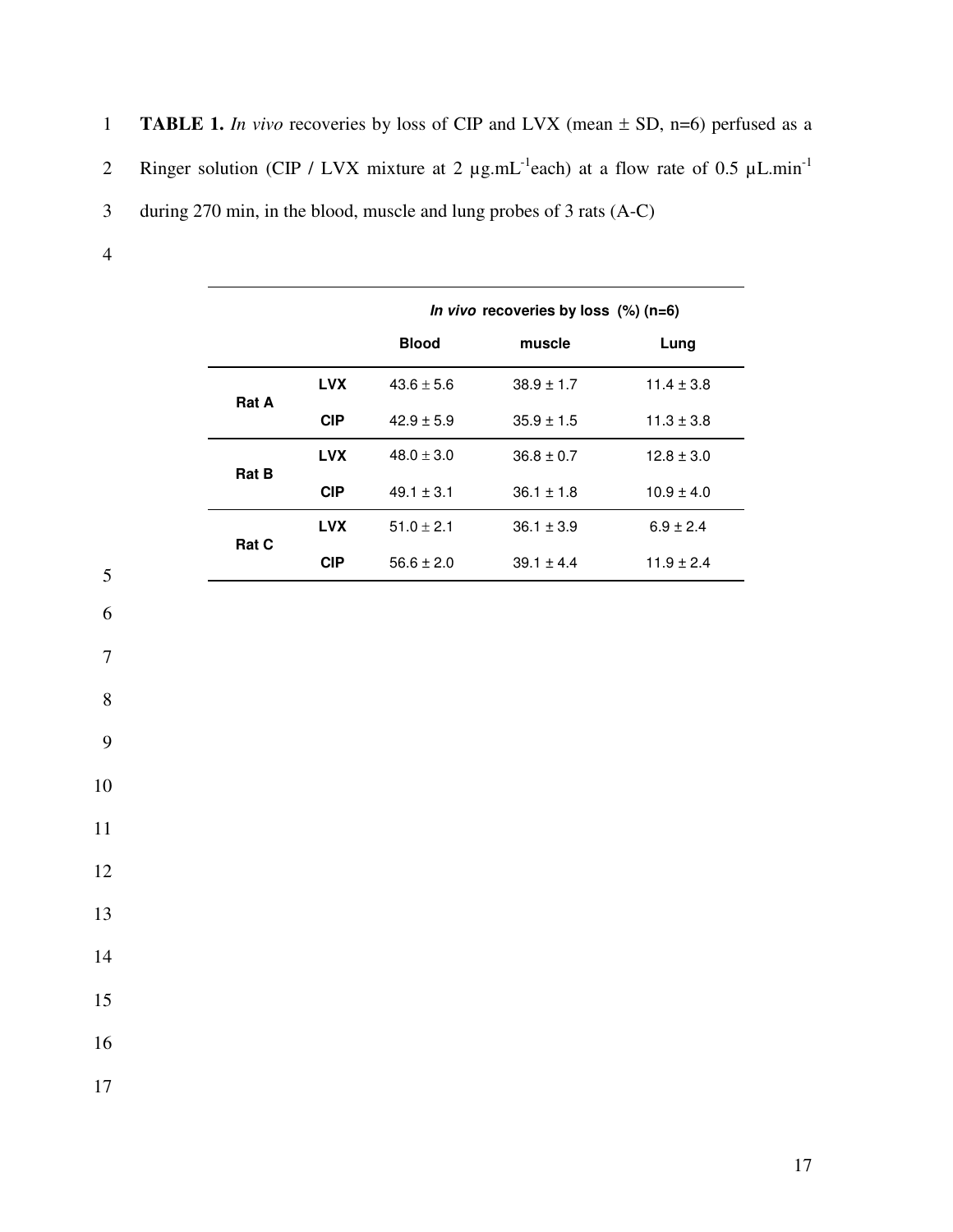**TABLE 1.** *In vivo* recoveries by loss of CIP and LVX (mean ± SD, n=6) perfused as a Ringer solution (CIP / LVX mixture at 2 µg.mL$^{-1}$each) at a flow rate of 0.5 µL.min$^{-1}$ during 270 min, in the blood, muscle and lung probes of 3 rats (A-C)

| | | ***In vivo* recoveries by loss (%) (n=6)** | | |
|---|---|---|---|---|
| | | **Blood** | **muscle** | **Lung** |
| **Rat A** | **LVX** | 43.6 ± 5.6 | 38.9 ± 1.7 | 11.4 ± 3.8 |
| | **CIP** | 42.9 ± 5.9 | 35.9 ± 1.5 | 11.3 ± 3.8 |
| **Rat B** | **LVX** | 48.0 ± 3.0 | 36.8 ± 0.7 | 12.8 ± 3.0 |
| | **CIP** | 49.1 ± 3.1 | 36.1 ± 1.8 | 10.9 ± 4.0 |
| **Rat C** | **LVX** | 51.0 ± 2.1 | 36.1 ± 3.9 | 6.9 ± 2.4 |
| | **CIP** | 56.6 ± 2.0 | 39.1 ± 4.4 | 11.9 ± 2.4 |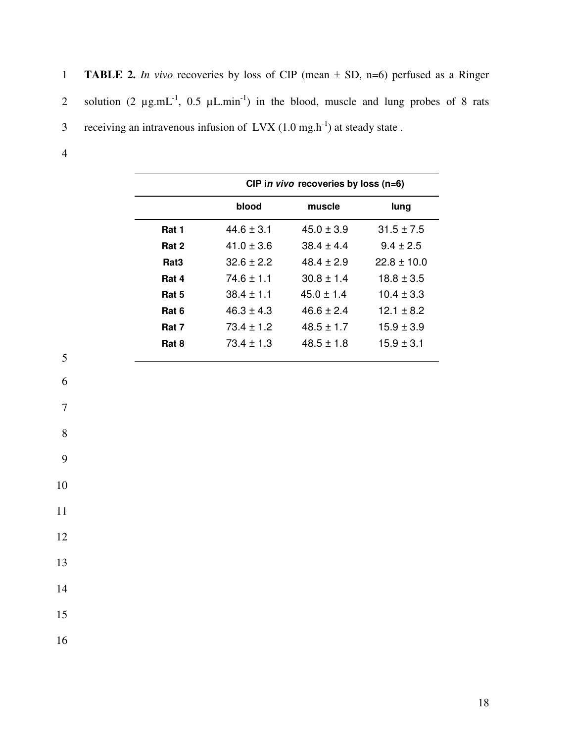**TABLE 2.** *In vivo* recoveries by loss of CIP (mean ± SD, n=6) perfused as a Ringer solution (2 µg.mL$^{-1}$, 0.5 µL.min$^{-1}$) in the blood, muscle and lung probes of 8 rats receiving an intravenous infusion of LVX (1.0 mg.h$^{-1}$) at steady state .

| | **CIP *in vivo* recoveries by loss (n=6)** | | |
|---|---|---|---|
| | **blood** | **muscle** | **lung** |
| **Rat 1** | 44.6 ± 3.1 | 45.0 ± 3.9 | 31.5 ± 7.5 |
| **Rat 2** | 41.0 ± 3.6 | 38.4 ± 4.4 | 9.4 ± 2.5 |
| **Rat3** | 32.6 ± 2.2 | 48.4 ± 2.9 | 22.8 ± 10.0 |
| **Rat 4** | 74.6 ± 1.1 | 30.8 ± 1.4 | 18.8 ± 3.5 |
| **Rat 5** | 38.4 ± 1.1 | 45.0 ± 1.4 | 10.4 ± 3.3 |
| **Rat 6** | 46.3 ± 4.3 | 46.6 ± 2.4 | 12.1 ± 8.2 |
| **Rat 7** | 73.4 ± 1.2 | 48.5 ± 1.7 | 15.9 ± 3.9 |
| **Rat 8** | 73.4 ± 1.3 | 48.5 ± 1.8 | 15.9 ± 3.1 |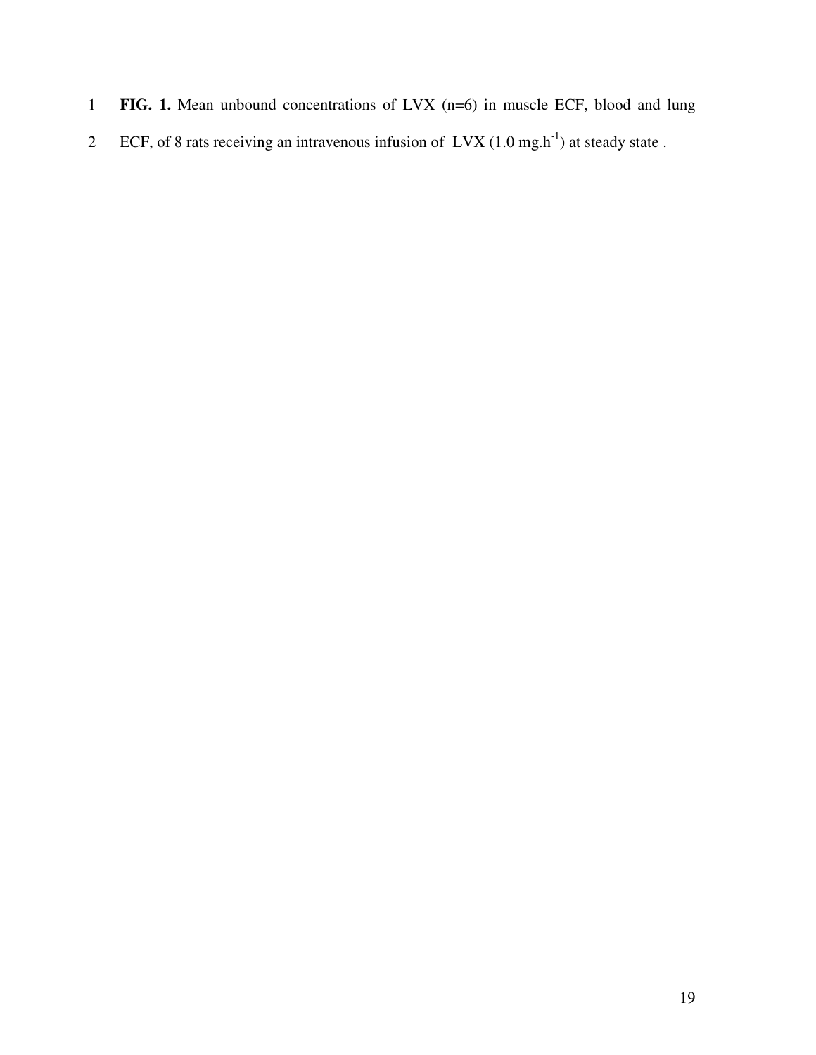**FIG. 1.** Mean unbound concentrations of LVX (n=6) in muscle ECF, blood and lung ECF, of 8 rats receiving an intravenous infusion of LVX (1.0 $mg.h^{-1}$) at steady state .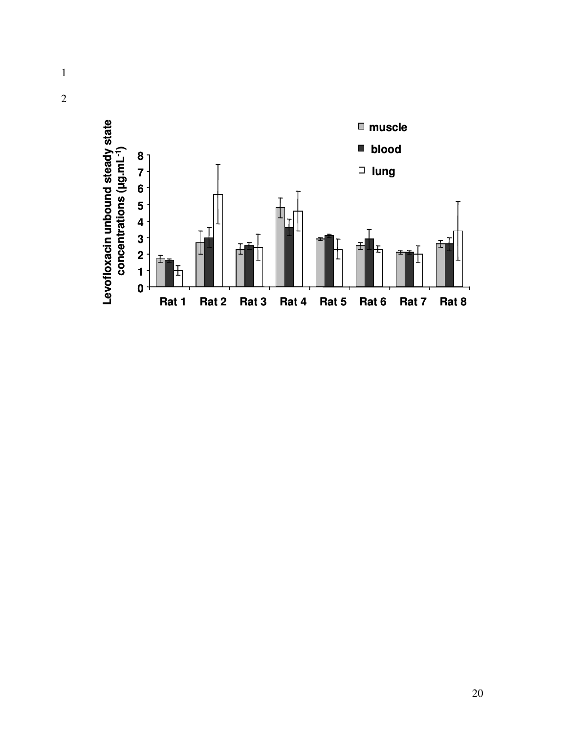1

2

muscle

blood

lung

Levofloxacin unbound steady state concentrations (µg.mL$^{-1}$)

8
7
6
5
4
3
2
1
0

Rat 1 Rat 2 Rat 3 Rat 4 Rat 5 Rat 6 Rat 7 Rat 8